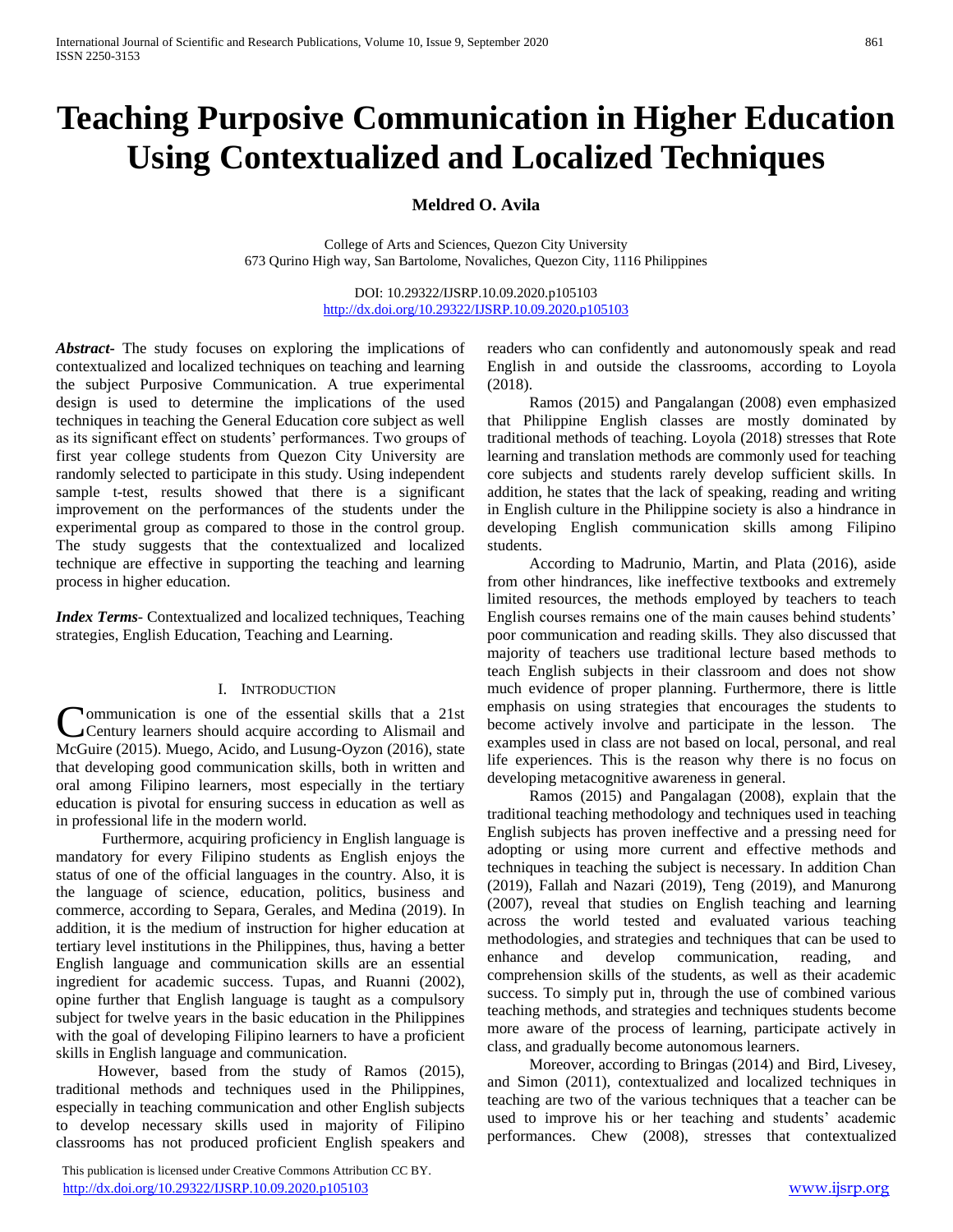# Teaching Purposive Communication in Higher Education Using Contextualized and Localized Techniques

**Meldred O. Avila**

College of Arts and Sciences, Quezon City University
673 Qurino High way, San Bartolome, Novaliches, Quezon City, 1116 Philippines

DOI: 10.29322/IJSRP.10.09.2020.p105103
http://dx.doi.org/10.29322/IJSRP.10.09.2020.p105103

***Abstract***- The study focuses on exploring the implications of contextualized and localized techniques on teaching and learning the subject Purposive Communication. A true experimental design is used to determine the implications of the used techniques in teaching the General Education core subject as well as its significant effect on students' performances. Two groups of first year college students from Quezon City University are randomly selected to participate in this study. Using independent sample t-test, results showed that there is a significant improvement on the performances of the students under the experimental group as compared to those in the control group. The study suggests that the contextualized and localized technique are effective in supporting the teaching and learning process in higher education.

***Index Terms***- Contextualized and localized techniques, Teaching strategies, English Education, Teaching and Learning.

## I. Introduction

Communication is one of the essential skills that a 21st Century learners should acquire according to Alismail and McGuire (2015). Muego, Acido, and Lusung-Oyzon (2016), state that developing good communication skills, both in written and oral among Filipino learners, most especially in the tertiary education is pivotal for ensuring success in education as well as in professional life in the modern world.

Furthermore, acquiring proficiency in English language is mandatory for every Filipino students as English enjoys the status of one of the official languages in the country. Also, it is the language of science, education, politics, business and commerce, according to Separa, Gerales, and Medina (2019). In addition, it is the medium of instruction for higher education at tertiary level institutions in the Philippines, thus, having a better English language and communication skills are an essential ingredient for academic success. Tupas, and Ruanni (2002), opine further that English language is taught as a compulsory subject for twelve years in the basic education in the Philippines with the goal of developing Filipino learners to have a proficient skills in English language and communication.

However, based from the study of Ramos (2015), traditional methods and techniques used in the Philippines, especially in teaching communication and other English subjects to develop necessary skills used in majority of Filipino classrooms has not produced proficient English speakers and readers who can confidently and autonomously speak and read English in and outside the classrooms, according to Loyola (2018).

Ramos (2015) and Pangalangan (2008) even emphasized that Philippine English classes are mostly dominated by traditional methods of teaching. Loyola (2018) stresses that Rote learning and translation methods are commonly used for teaching core subjects and students rarely develop sufficient skills. In addition, he states that the lack of speaking, reading and writing in English culture in the Philippine society is also a hindrance in developing English communication skills among Filipino students.

According to Madrunio, Martin, and Plata (2016), aside from other hindrances, like ineffective textbooks and extremely limited resources, the methods employed by teachers to teach English courses remains one of the main causes behind students' poor communication and reading skills. They also discussed that majority of teachers use traditional lecture based methods to teach English subjects in their classroom and does not show much evidence of proper planning. Furthermore, there is little emphasis on using strategies that encourages the students to become actively involve and participate in the lesson. The examples used in class are not based on local, personal, and real life experiences. This is the reason why there is no focus on developing metacognitive awareness in general.

Ramos (2015) and Pangalagan (2008), explain that the traditional teaching methodology and techniques used in teaching English subjects has proven ineffective and a pressing need for adopting or using more current and effective methods and techniques in teaching the subject is necessary. In addition Chan (2019), Fallah and Nazari (2019), Teng (2019), and Manurong (2007), reveal that studies on English teaching and learning across the world tested and evaluated various teaching methodologies, and strategies and techniques that can be used to enhance and develop communication, reading, and comprehension skills of the students, as well as their academic success. To simply put in, through the use of combined various teaching methods, and strategies and techniques students become more aware of the process of learning, participate actively in class, and gradually become autonomous learners.

Moreover, according to Bringas (2014) and Bird, Livesey, and Simon (2011), contextualized and localized techniques in teaching are two of the various techniques that a teacher can be used to improve his or her teaching and students' academic performances. Chew (2008), stresses that contextualized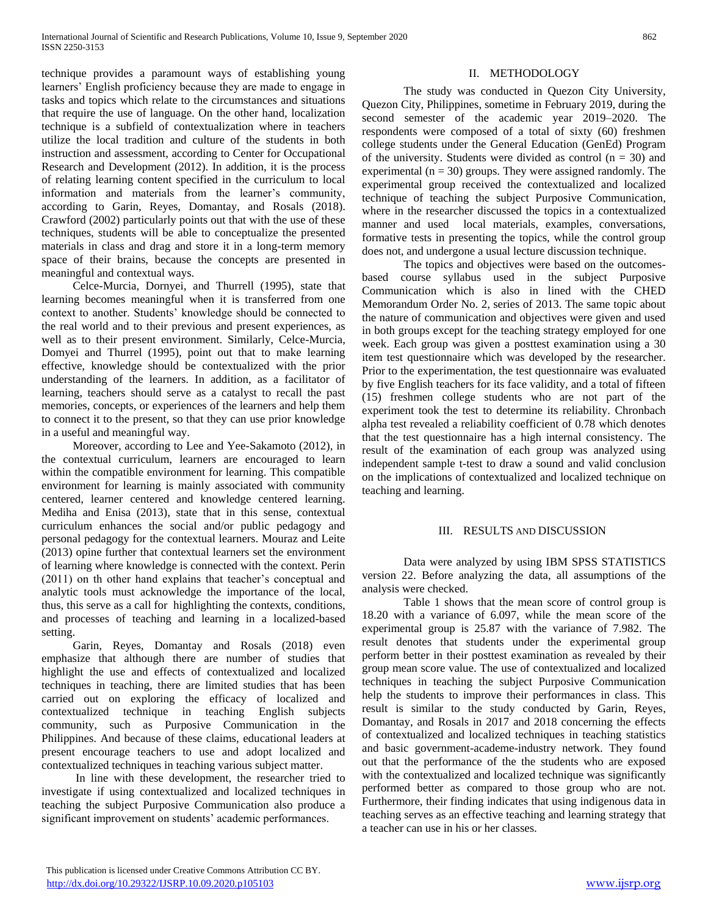technique provides a paramount ways of establishing young learners' English proficiency because they are made to engage in tasks and topics which relate to the circumstances and situations that require the use of language. On the other hand, localization technique is a subfield of contextualization where in teachers utilize the local tradition and culture of the students in both instruction and assessment, according to Center for Occupational Research and Development (2012). In addition, it is the process of relating learning content specified in the curriculum to local information and materials from the learner's community, according to Garin, Reyes, Domantay, and Rosals (2018). Crawford (2002) particularly points out that with the use of these techniques, students will be able to conceptualize the presented materials in class and drag and store it in a long-term memory space of their brains, because the concepts are presented in meaningful and contextual ways.

Celce-Murcia, Dornyei, and Thurrell (1995), state that learning becomes meaningful when it is transferred from one context to another. Students' knowledge should be connected to the real world and to their previous and present experiences, as well as to their present environment. Similarly, Celce-Murcia, Domyei and Thurrel (1995), point out that to make learning effective, knowledge should be contextualized with the prior understanding of the learners. In addition, as a facilitator of learning, teachers should serve as a catalyst to recall the past memories, concepts, or experiences of the learners and help them to connect it to the present, so that they can use prior knowledge in a useful and meaningful way.

Moreover, according to Lee and Yee-Sakamoto (2012), in the contextual curriculum, learners are encouraged to learn within the compatible environment for learning. This compatible environment for learning is mainly associated with community centered, learner centered and knowledge centered learning. Mediha and Enisa (2013), state that in this sense, contextual curriculum enhances the social and/or public pedagogy and personal pedagogy for the contextual learners. Mouraz and Leite (2013) opine further that contextual learners set the environment of learning where knowledge is connected with the context. Perin (2011) on th other hand explains that teacher's conceptual and analytic tools must acknowledge the importance of the local, thus, this serve as a call for highlighting the contexts, conditions, and processes of teaching and learning in a localized-based setting.

Garin, Reyes, Domantay and Rosals (2018) even emphasize that although there are number of studies that highlight the use and effects of contextualized and localized techniques in teaching, there are limited studies that has been carried out on exploring the efficacy of localized and contextualized technique in teaching English subjects community, such as Purposive Communication in the Philippines. And because of these claims, educational leaders at present encourage teachers to use and adopt localized and contextualized techniques in teaching various subject matter.

In line with these development, the researcher tried to investigate if using contextualized and localized techniques in teaching the subject Purposive Communication also produce a significant improvement on students' academic performances.

## II. Methodology

The study was conducted in Quezon City University, Quezon City, Philippines, sometime in February 2019, during the second semester of the academic year 2019–2020. The respondents were composed of a total of sixty (60) freshmen college students under the General Education (GenEd) Program of the university. Students were divided as control ($n = 30$) and experimental ($n = 30$) groups. They were assigned randomly. The experimental group received the contextualized and localized technique of teaching the subject Purposive Communication, where in the researcher discussed the topics in a contextualized manner and used local materials, examples, conversations, formative tests in presenting the topics, while the control group does not, and undergone a usual lecture discussion technique.

The topics and objectives were based on the outcomes-based course syllabus used in the subject Purposive Communication which is also in lined with the CHED Memorandum Order No. 2, series of 2013. The same topic about the nature of communication and objectives were given and used in both groups except for the teaching strategy employed for one week. Each group was given a posttest examination using a 30 item test questionnaire which was developed by the researcher. Prior to the experimentation, the test questionnaire was evaluated by five English teachers for its face validity, and a total of fifteen (15) freshmen college students who are not part of the experiment took the test to determine its reliability. Chronbach alpha test revealed a reliability coefficient of 0.78 which denotes that the test questionnaire has a high internal consistency. The result of the examination of each group was analyzed using independent sample t-test to draw a sound and valid conclusion on the implications of contextualized and localized technique on teaching and learning.

## III. Results and Discussion

Data were analyzed by using IBM SPSS STATISTICS version 22. Before analyzing the data, all assumptions of the analysis were checked.

Table 1 shows that the mean score of control group is 18.20 with a variance of 6.097, while the mean score of the experimental group is 25.87 with the variance of 7.982. The result denotes that students under the experimental group perform better in their posttest examination as revealed by their group mean score value. The use of contextualized and localized techniques in teaching the subject Purposive Communication help the students to improve their performances in class. This result is similar to the study conducted by Garin, Reyes, Domantay, and Rosals in 2017 and 2018 concerning the effects of contextualized and localized techniques in teaching statistics and basic government-academe-industry network. They found out that the performance of the the students who are exposed with the contextualized and localized technique was significantly performed better as compared to those group who are not. Furthermore, their finding indicates that using indigenous data in teaching serves as an effective teaching and learning strategy that a teacher can use in his or her classes.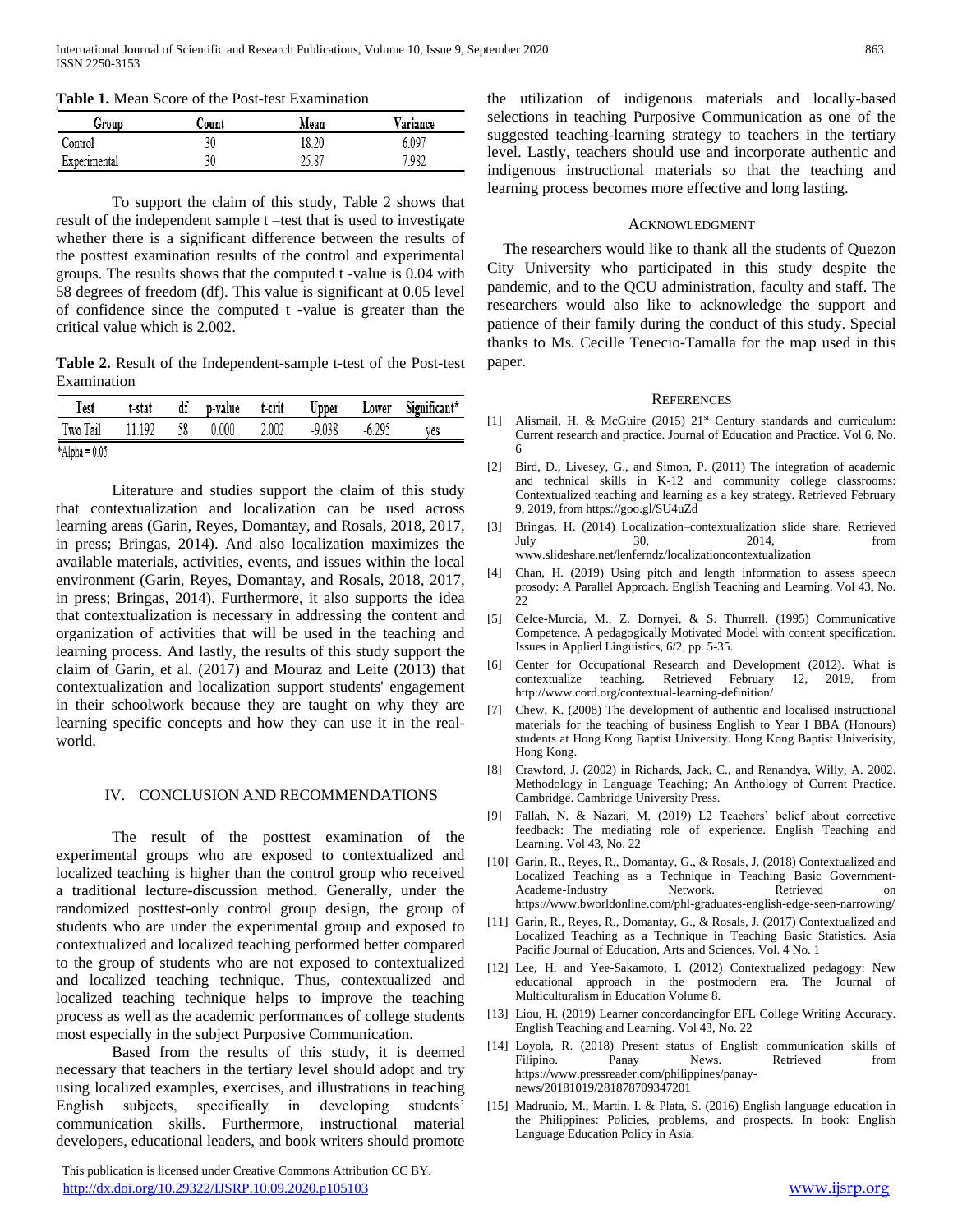**Table 1.** Mean Score of the Post-test Examination

| Group | Count | Mean | Variance |
|---|---|---|---|
| Control | 30 | 18.20 | 6.097 |
| Experimental | 30 | 25.87 | 7.982 |

To support the claim of this study, Table 2 shows that result of the independent sample t –test that is used to investigate whether there is a significant difference between the results of the posttest examination results of the control and experimental groups. The results shows that the computed t -value is 0.04 with 58 degrees of freedom (df). This value is significant at 0.05 level of confidence since the computed t -value is greater than the critical value which is 2.002.

**Table 2.** Result of the Independent-sample t-test of the Post-test Examination

| Test | t-stat | df | p-value | t-crit | Upper | Lower | Significant* |
|---|---|---|---|---|---|---|---|
| Two Tail | 11.192 | 58 | 0.000 | 2.002 | -9.038 | -6.295 | yes |

*Alpha = 0.05

Literature and studies support the claim of this study that contextualization and localization can be used across learning areas (Garin, Reyes, Domantay, and Rosals, 2018, 2017, in press; Bringas, 2014). And also localization maximizes the available materials, activities, events, and issues within the local environment (Garin, Reyes, Domantay, and Rosals, 2018, 2017, in press; Bringas, 2014). Furthermore, it also supports the idea that contextualization is necessary in addressing the content and organization of activities that will be used in the teaching and learning process. And lastly, the results of this study support the claim of Garin, et al. (2017) and Mouraz and Leite (2013) that contextualization and localization support students' engagement in their schoolwork because they are taught on why they are learning specific concepts and how they can use it in the real-world.

## IV. Conclusion and Recommendations

The result of the posttest examination of the experimental groups who are exposed to contextualized and localized teaching is higher than the control group who received a traditional lecture-discussion method. Generally, under the randomized posttest-only control group design, the group of students who are under the experimental group and exposed to contextualized and localized teaching performed better compared to the group of students who are not exposed to contextualized and localized teaching technique. Thus, contextualized and localized teaching technique helps to improve the teaching process as well as the academic performances of college students most especially in the subject Purposive Communication.

Based from the results of this study, it is deemed necessary that teachers in the tertiary level should adopt and try using localized examples, exercises, and illustrations in teaching English subjects, specifically in developing students' communication skills. Furthermore, instructional material developers, educational leaders, and book writers should promote the utilization of indigenous materials and locally-based selections in teaching Purposive Communication as one of the suggested teaching-learning strategy to teachers in the tertiary level. Lastly, teachers should use and incorporate authentic and indigenous instructional materials so that the teaching and learning process becomes more effective and long lasting.

## Acknowledgment

The researchers would like to thank all the students of Quezon City University who participated in this study despite the pandemic, and to the QCU administration, faculty and staff. The researchers would also like to acknowledge the support and patience of their family during the conduct of this study. Special thanks to Ms. Cecille Tenecio-Tamalla for the map used in this paper.

## References

[1] Alismail, H. & McGuire (2015) 21st Century standards and curriculum: Current research and practice. Journal of Education and Practice. Vol 6, No. 6

[2] Bird, D., Livesey, G., and Simon, P. (2011) The integration of academic and technical skills in K-12 and community college classrooms: Contextualized teaching and learning as a key strategy. Retrieved February 9, 2019, from https://goo.gl/SU4uZd

[3] Bringas, H. (2014) Localization–contextualization slide share. Retrieved July 30, 2014, from www.slideshare.net/lenferndz/localizationcontextualization

[4] Chan, H. (2019) Using pitch and length information to assess speech prosody: A Parallel Approach. English Teaching and Learning. Vol 43, No. 22

[5] Celce-Murcia, M., Z. Dornyei, & S. Thurrell. (1995) Communicative Competence. A pedagogically Motivated Model with content specification. Issues in Applied Linguistics, 6/2, pp. 5-35.

[6] Center for Occupational Research and Development (2012). What is contextualize teaching. Retrieved February 12, 2019, from http://www.cord.org/contextual-learning-definition/

[7] Chew, K. (2008) The development of authentic and localised instructional materials for the teaching of business English to Year I BBA (Honours) students at Hong Kong Baptist University. Hong Kong Baptist Univerisity, Hong Kong.

[8] Crawford, J. (2002) in Richards, Jack, C., and Renandya, Willy, A. 2002. Methodology in Language Teaching; An Anthology of Current Practice. Cambridge. Cambridge University Press.

[9] Fallah, N. & Nazari, M. (2019) L2 Teachers' belief about corrective feedback: The mediating role of experience. English Teaching and Learning. Vol 43, No. 22

[10] Garin, R., Reyes, R., Domantay, G., & Rosals, J. (2018) Contextualized and Localized Teaching as a Technique in Teaching Basic Government-Academe-Industry Network. Retrieved on https://www.bworldonline.com/phl-graduates-english-edge-seen-narrowing/

[11] Garin, R., Reyes, R., Domantay, G., & Rosals, J. (2017) Contextualized and Localized Teaching as a Technique in Teaching Basic Statistics. Asia Pacific Journal of Education, Arts and Sciences, Vol. 4 No. 1

[12] Lee, H. and Yee-Sakamoto, I. (2012) Contextualized pedagogy: New educational approach in the postmodern era. The Journal of Multiculturalism in Education Volume 8.

[13] Liou, H. (2019) Learner concordancingfor EFL College Writing Accuracy. English Teaching and Learning. Vol 43, No. 22

[14] Loyola, R. (2018) Present status of English communication skills of Filipino. Panay News. Retrieved from https://www.pressreader.com/philippines/panay-news/20181019/281878709347201

[15] Madrunio, M., Martin, I. & Plata, S. (2016) English language education in the Philippines: Policies, problems, and prospects. In book: English Language Education Policy in Asia.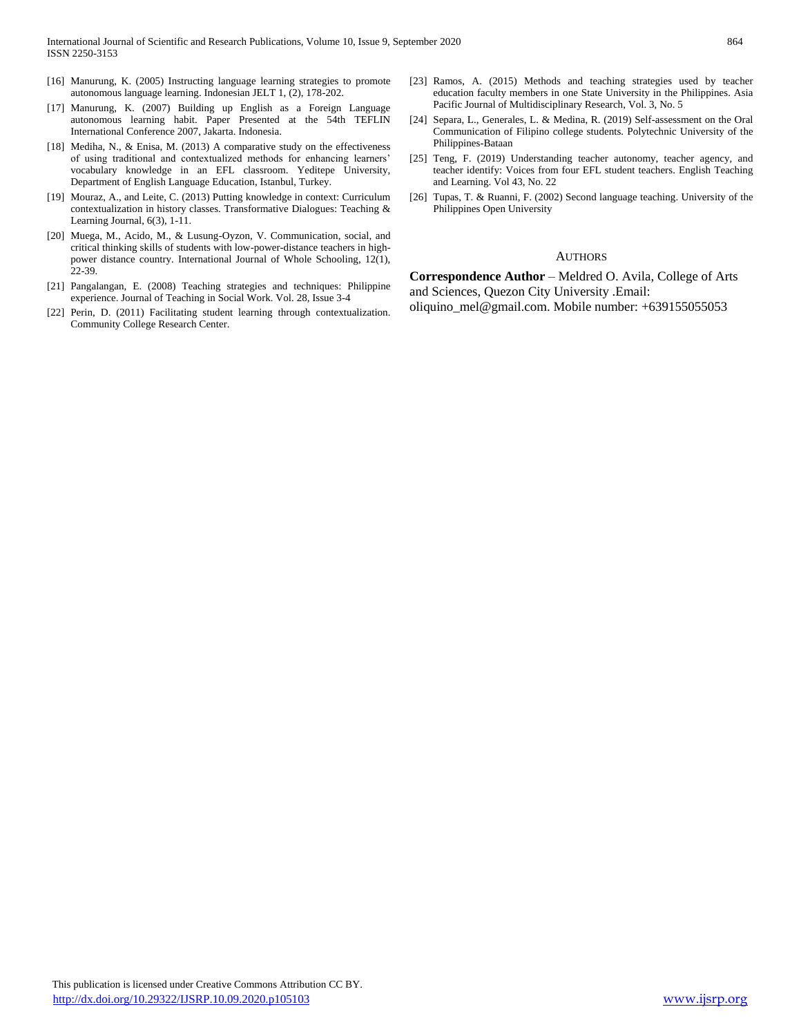[16] Manurung, K. (2005) Instructing language learning strategies to promote autonomous language learning. Indonesian JELT 1, (2), 178-202.

[17] Manurung, K. (2007) Building up English as a Foreign Language autonomous learning habit. Paper Presented at the 54th TEFLIN International Conference 2007, Jakarta. Indonesia.

[18] Mediha, N., & Enisa, M. (2013) A comparative study on the effectiveness of using traditional and contextualized methods for enhancing learners' vocabulary knowledge in an EFL classroom. Yeditepe University, Department of English Language Education, Istanbul, Turkey.

[19] Mouraz, A., and Leite, C. (2013) Putting knowledge in context: Curriculum contextualization in history classes. Transformative Dialogues: Teaching & Learning Journal, 6(3), 1-11.

[20] Muega, M., Acido, M., & Lusung-Oyzon, V. Communication, social, and critical thinking skills of students with low-power-distance teachers in high-power distance country. International Journal of Whole Schooling, 12(1), 22-39.

[21] Pangalangan, E. (2008) Teaching strategies and techniques: Philippine experience. Journal of Teaching in Social Work. Vol. 28, Issue 3-4

[22] Perin, D. (2011) Facilitating student learning through contextualization. Community College Research Center.

[23] Ramos, A. (2015) Methods and teaching strategies used by teacher education faculty members in one State University in the Philippines. Asia Pacific Journal of Multidisciplinary Research, Vol. 3, No. 5

[24] Separa, L., Generales, L. & Medina, R. (2019) Self-assessment on the Oral Communication of Filipino college students. Polytechnic University of the Philippines-Bataan

[25] Teng, F. (2019) Understanding teacher autonomy, teacher agency, and teacher identify: Voices from four EFL student teachers. English Teaching and Learning. Vol 43, No. 22

[26] Tupas, T. & Ruanni, F. (2002) Second language teaching. University of the Philippines Open University

## AUTHORS

**Correspondence Author** – Meldred O. Avila, College of Arts and Sciences, Quezon City University .Email: oliquino_mel@gmail.com. Mobile number: +639155055053